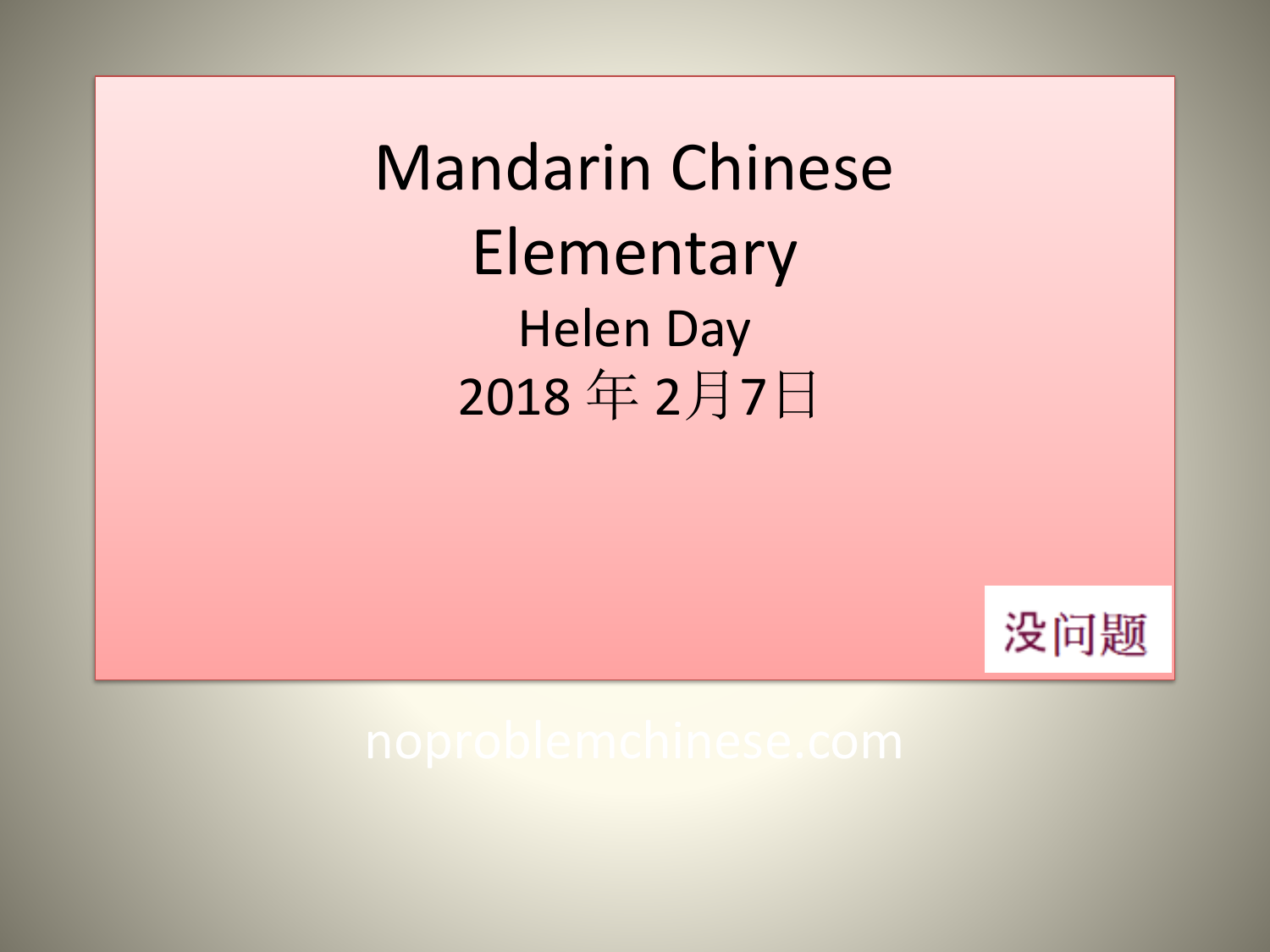# Mandarin Chinese Elementary

Helen Day

2018 年 2月7日

没问题

noproblemchinese.com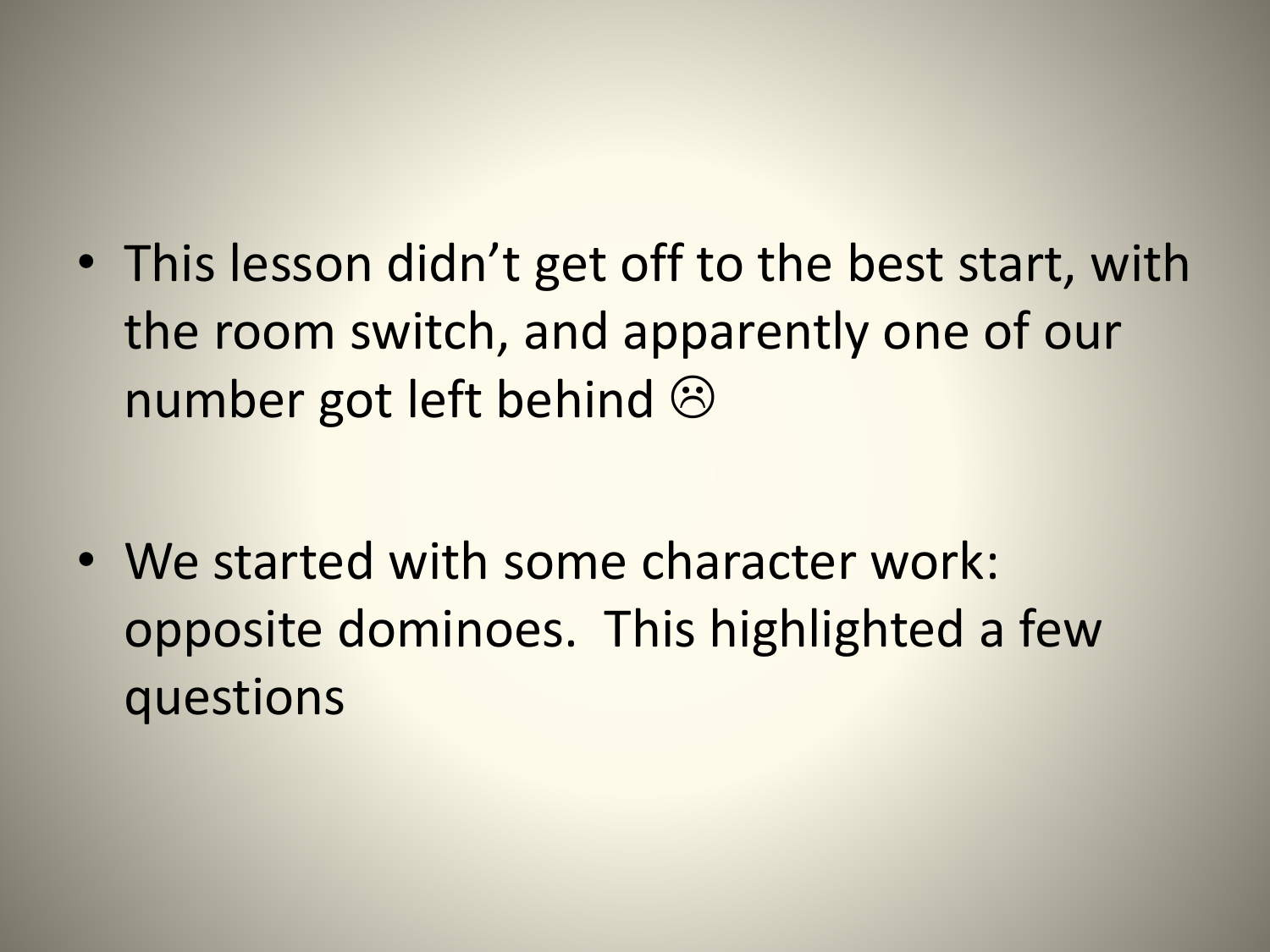- This lesson didn't get off to the best start, with the room switch, and apparently one of our number got left behind ☹
- We started with some character work: opposite dominoes. This highlighted a few questions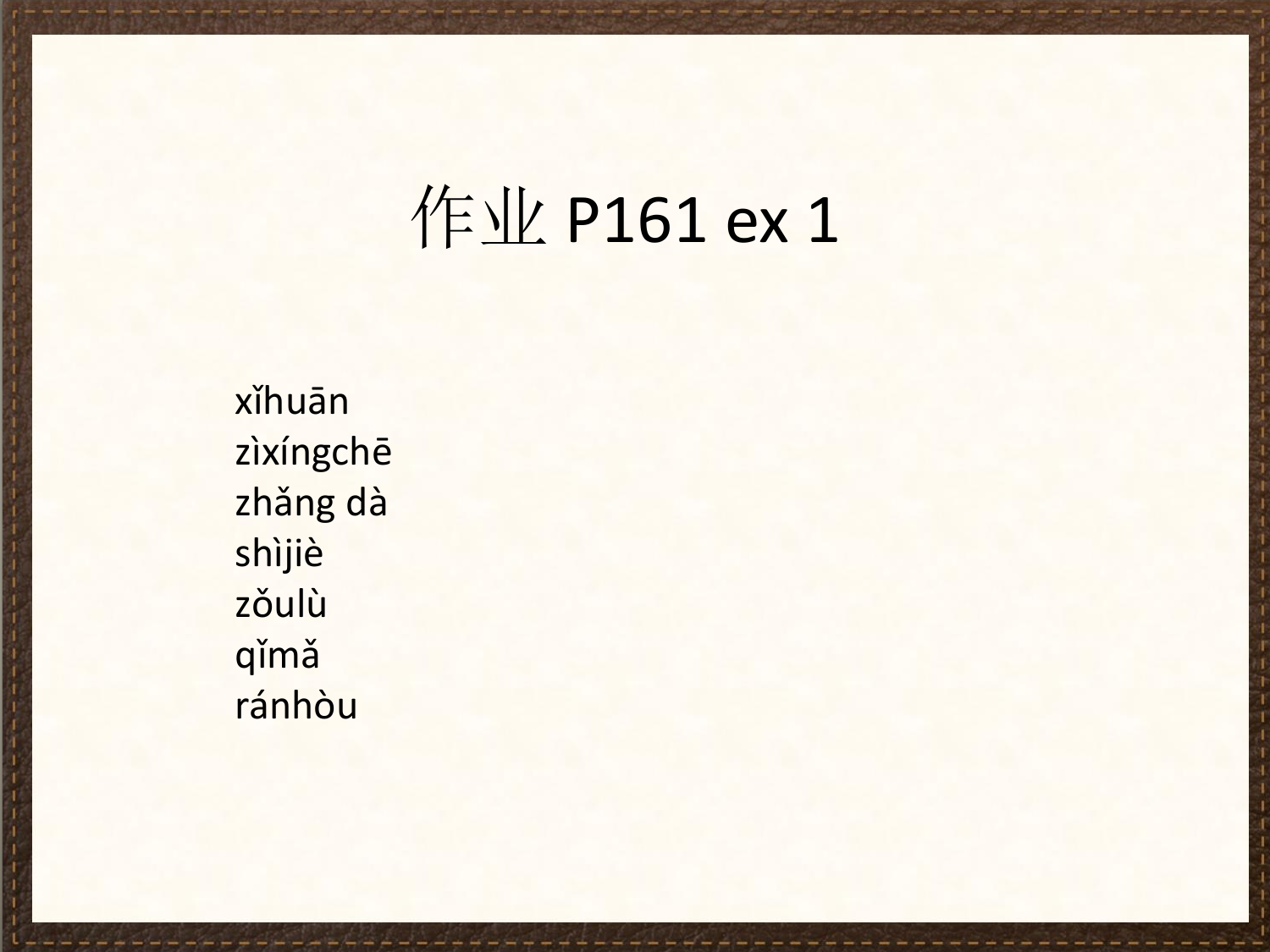# 作业 P161 ex 1

xǐhuān
zìxíngchē
zhǎng dà
shìjiè
zǒulù
qǐmǎ
ránhòu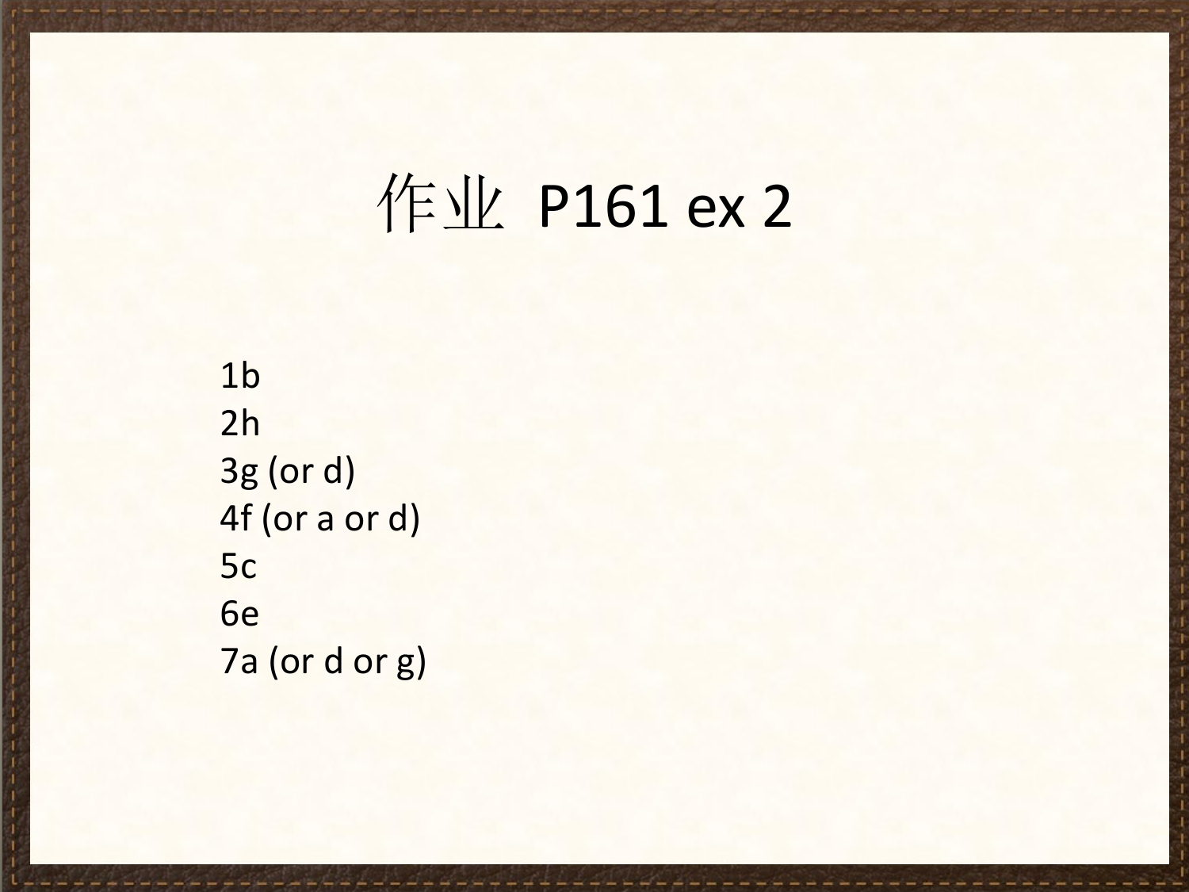# 作业 P161 ex 2

1b
2h
3g (or d)
4f (or a or d)
5c
6e
7a (or d or g)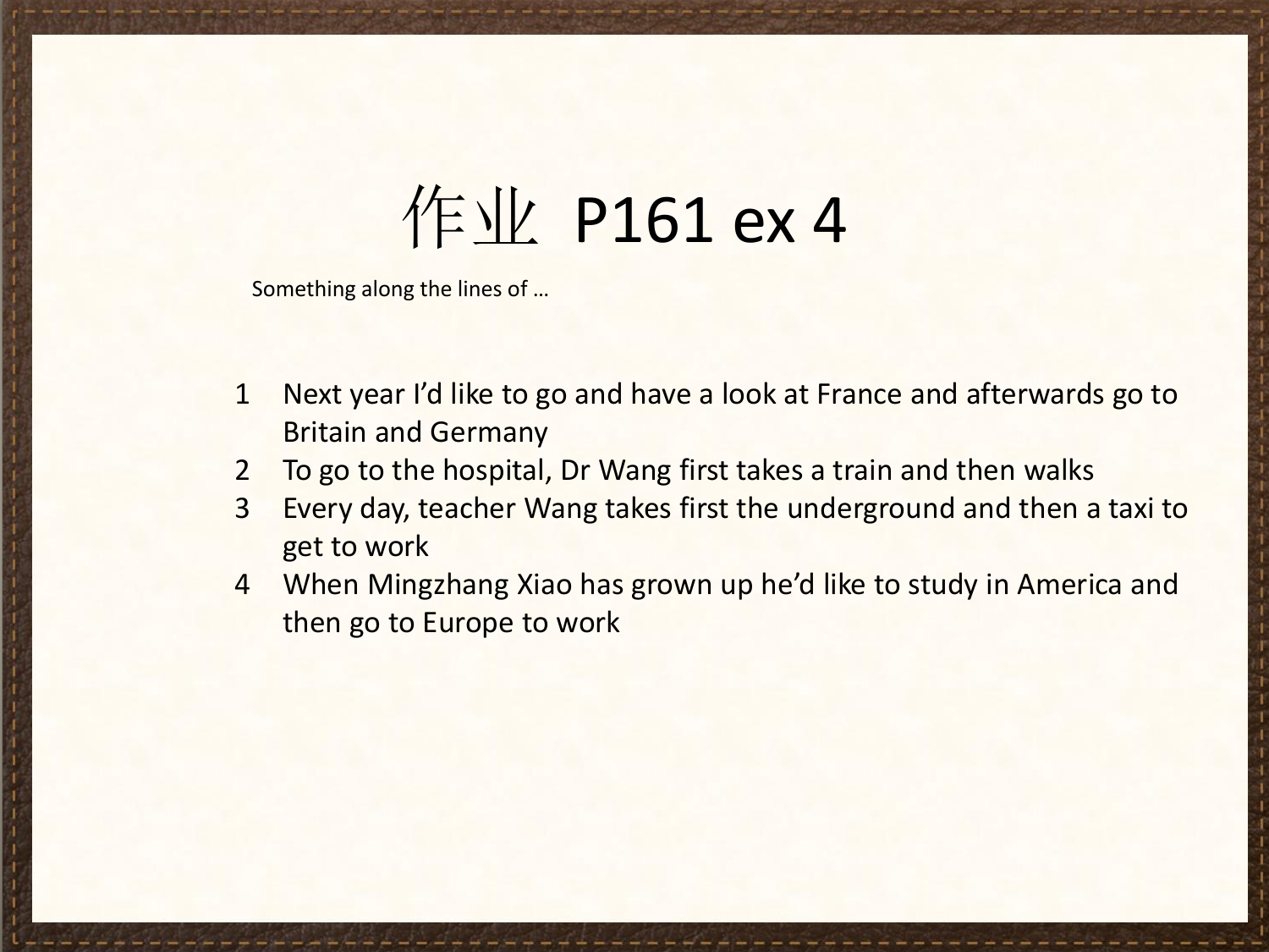# 作业 P161 ex 4

Something along the lines of …

1. Next year I'd like to go and have a look at France and afterwards go to Britain and Germany
2. To go to the hospital, Dr Wang first takes a train and then walks
3. Every day, teacher Wang takes first the underground and then a taxi to get to work
4. When Mingzhang Xiao has grown up he'd like to study in America and then go to Europe to work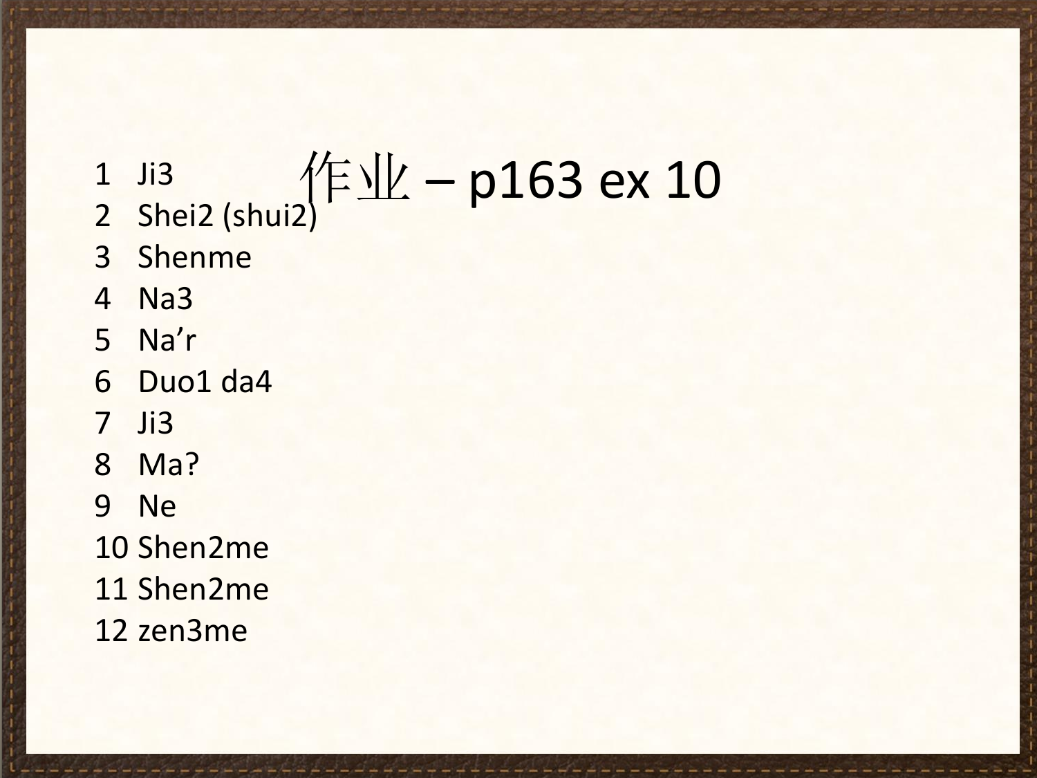# 作业 – p163 ex 10

1 Ji3
2 Shei2 (shui2)
3 Shenme
4 Na3
5 Na’r
6 Duo1 da4
7 Ji3
8 Ma?
9 Ne
10 Shen2me
11 Shen2me
12 zen3me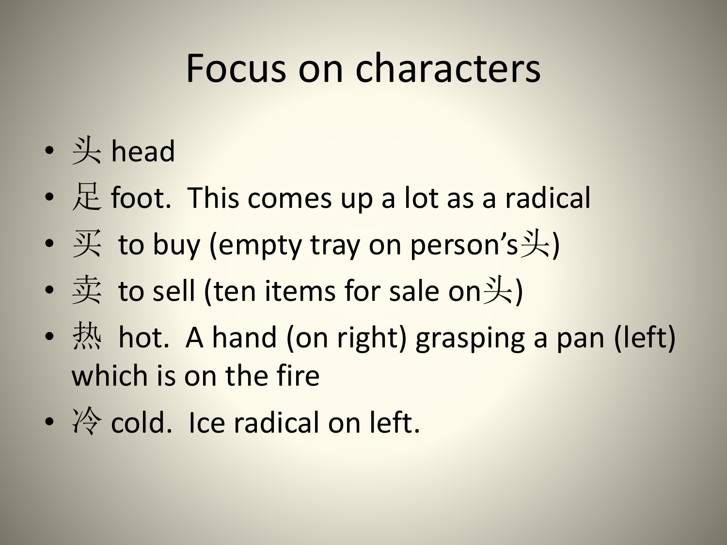# Focus on characters

- 头 head
- 足 foot.  This comes up a lot as a radical
- 买  to buy (empty tray on person's头)
- 卖  to sell (ten items for sale on头)
- 热  hot.  A hand (on right) grasping a pan (left) which is on the fire
- 冷 cold.  Ice radical on left.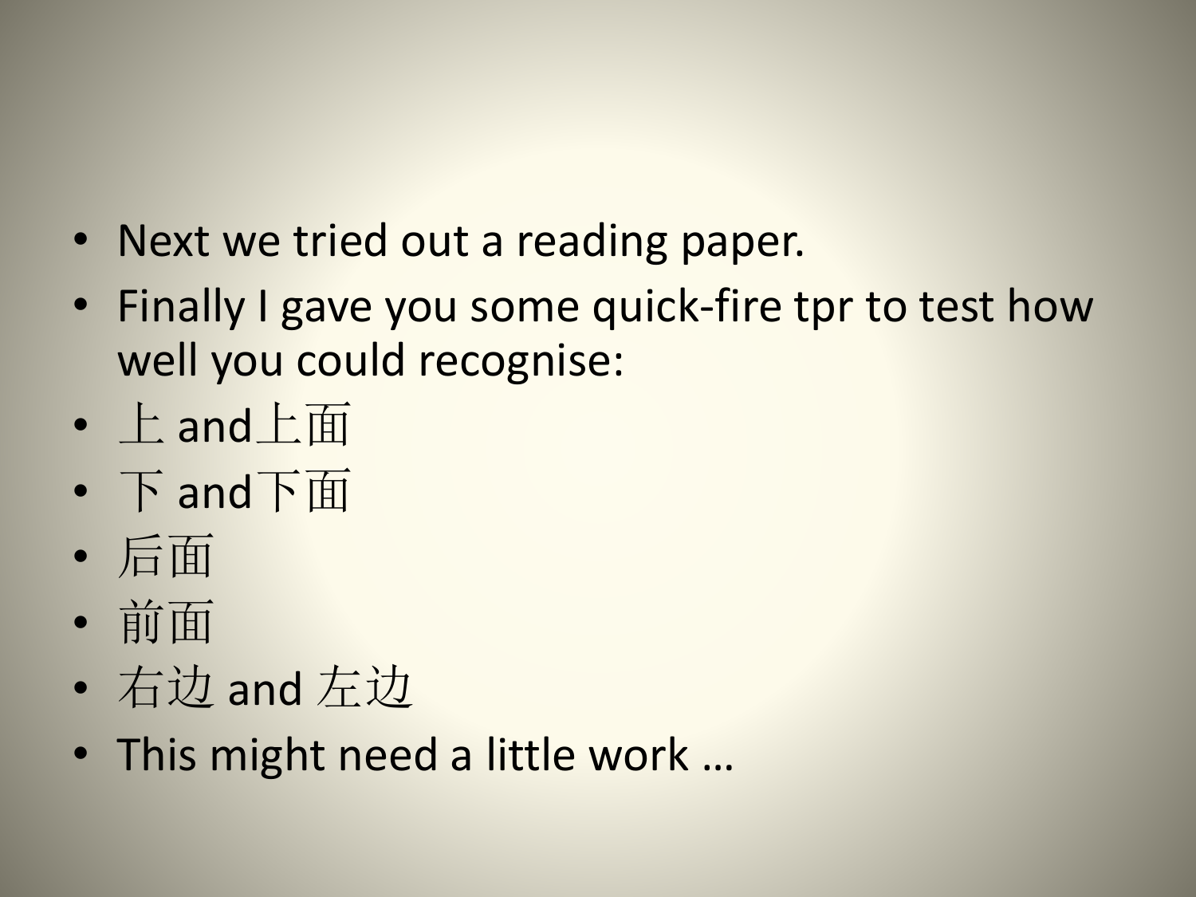- Next we tried out a reading paper.
- Finally I gave you some quick-fire tpr to test how well you could recognise:
- 上 and上面
- 下 and下面
- 后面
- 前面
- 右边 and 左边
- This might need a little work …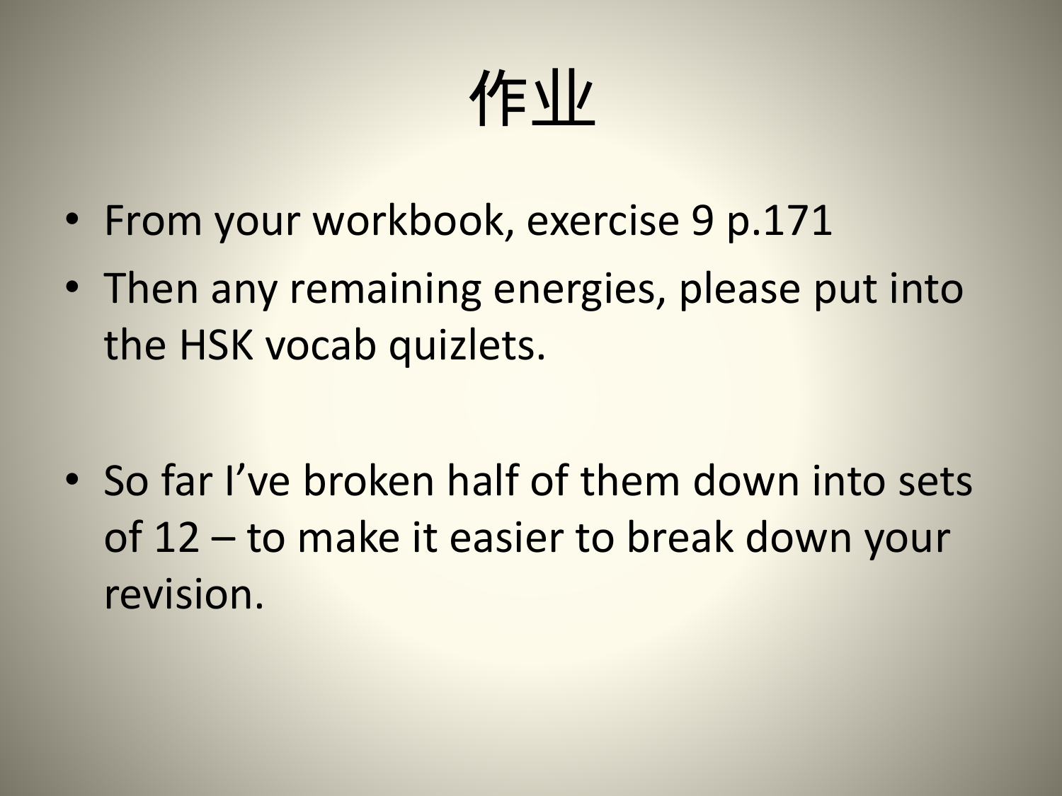# 作业

- From your workbook, exercise 9 p.171
- Then any remaining energies, please put into the HSK vocab quizlets.

- So far I've broken half of them down into sets of 12 – to make it easier to break down your revision.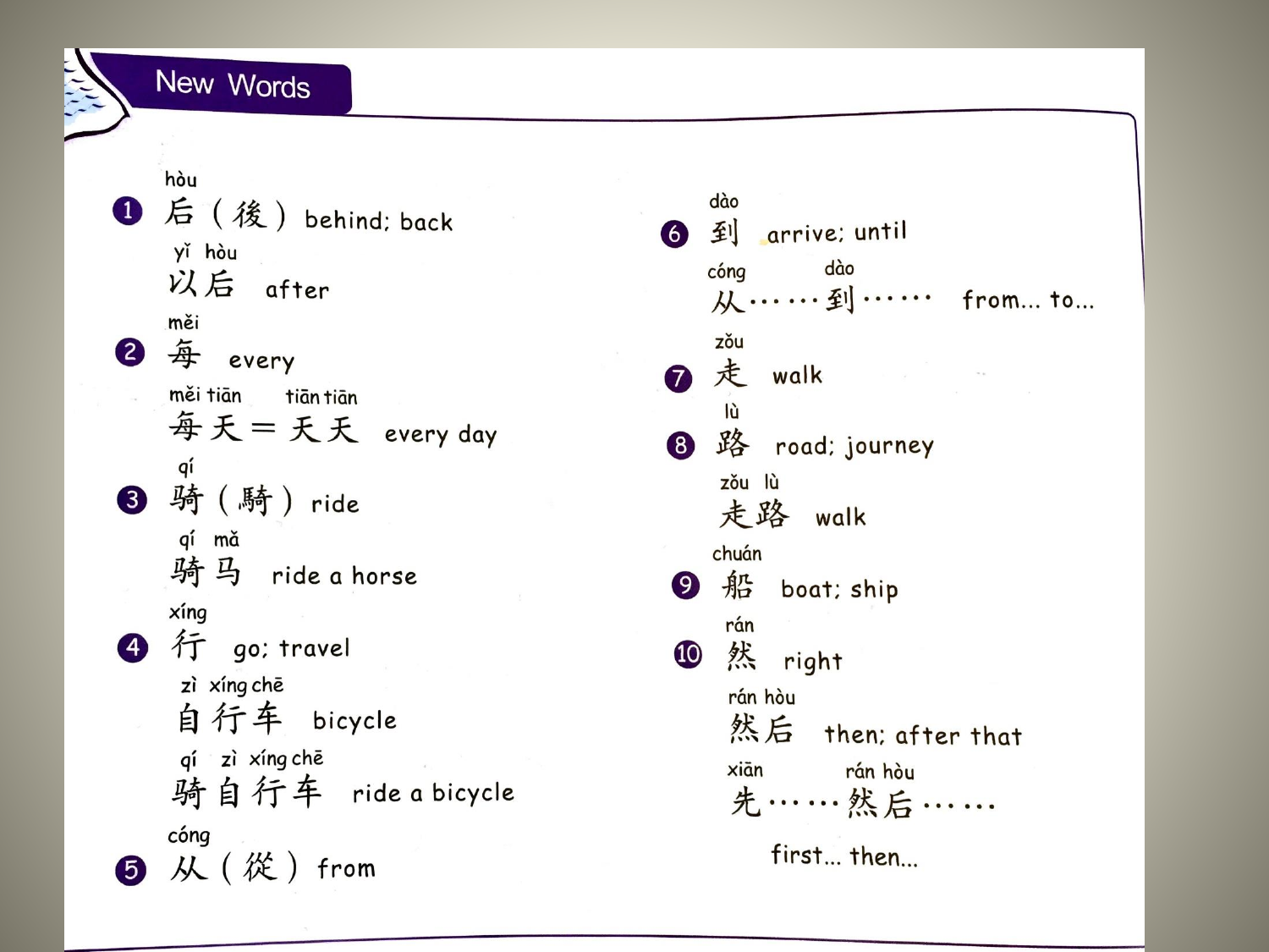## New Words

1. hòu  
   后（後）behind; back  
   yǐ hòu  
   以后 after

2. měi  
   每 every  
   měi tiān tiān tiān  
   每天＝天天 every day

3. qí  
   骑（騎）ride  
   qí mǎ  
   骑马 ride a horse

4. xíng  
   行 go; travel  
   zì xíng chē  
   自行车 bicycle  
   qí zì xíng chē  
   骑自行车 ride a bicycle

5. cóng  
   从（從）from

6. dào  
   到 arrive; until  
   cóng dào  
   从……到…… from... to...

7. zǒu  
   走 walk

8. lù  
   路 road; journey  
   zǒu lù  
   走路 walk

9. chuán  
   船 boat; ship

10. rán  
    然 right  
    rán hòu  
    然后 then; after that  
    xiān rán hòu  
    先……然后……  
    first... then...